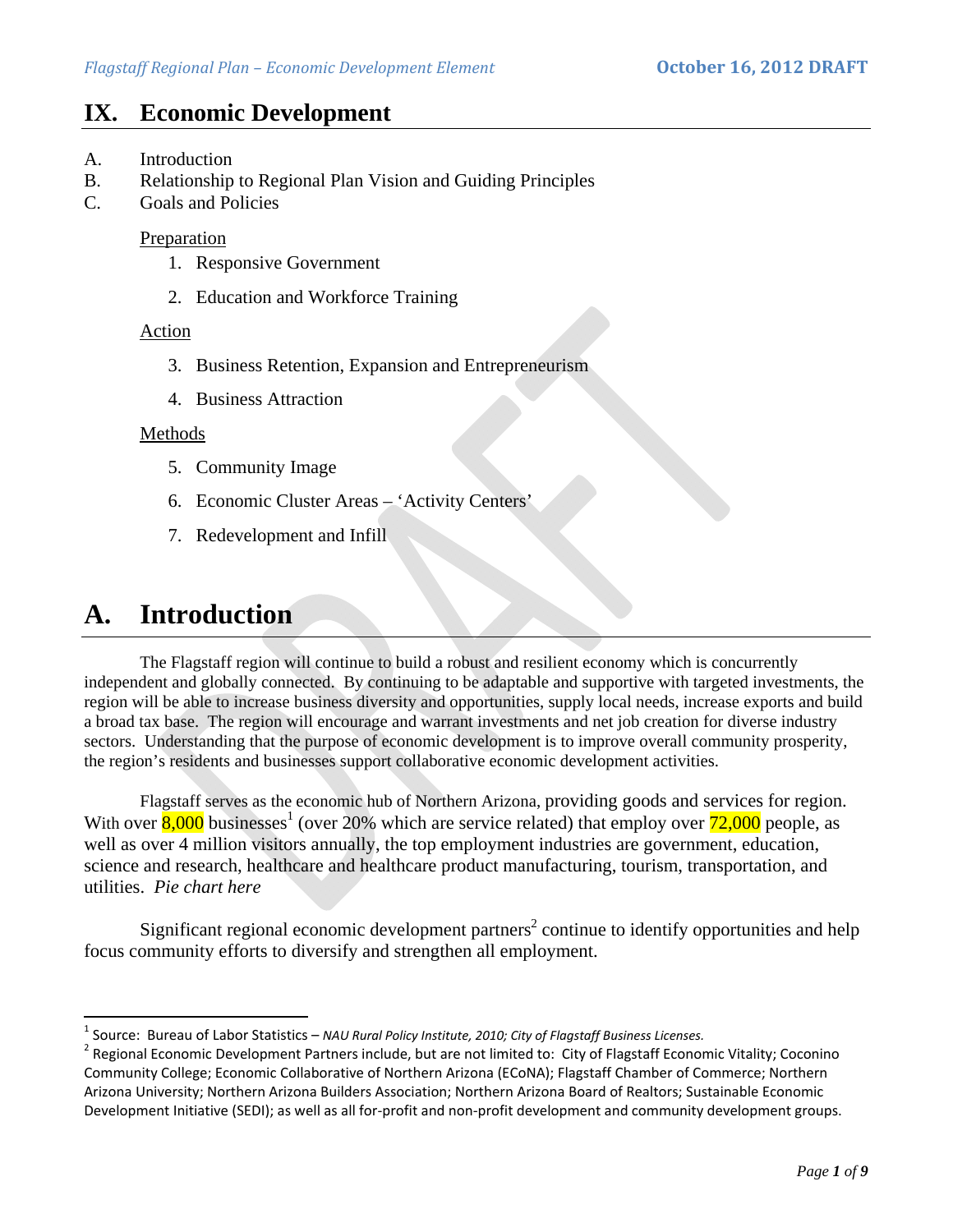# IX. Economic Development

A. Introduction
B. Relationship to Regional Plan Vision and Guiding Principles
C. Goals and Policies

Preparation

1. Responsive Government
2. Education and Workforce Training

Action

3. Business Retention, Expansion and Entrepreneurism
4. Business Attraction

Methods

5. Community Image
6. Economic Cluster Areas – 'Activity Centers'
7. Redevelopment and Infill

# A. Introduction

The Flagstaff region will continue to build a robust and resilient economy which is concurrently independent and globally connected. By continuing to be adaptable and supportive with targeted investments, the region will be able to increase business diversity and opportunities, supply local needs, increase exports and build a broad tax base. The region will encourage and warrant investments and net job creation for diverse industry sectors. Understanding that the purpose of economic development is to improve overall community prosperity, the region's residents and businesses support collaborative economic development activities.

Flagstaff serves as the economic hub of Northern Arizona, providing goods and services for region. With over 8,000 businesses[1] (over 20% which are service related) that employ over 72,000 people, as well as over 4 million visitors annually, the top employment industries are government, education, science and research, healthcare and healthcare product manufacturing, tourism, transportation, and utilities. *Pie chart here*

Significant regional economic development partners[2] continue to identify opportunities and help focus community efforts to diversify and strengthen all employment.

---

[1] Source: Bureau of Labor Statistics – *NAU Rural Policy Institute, 2010; City of Flagstaff Business Licenses.*

[2] Regional Economic Development Partners include, but are not limited to: City of Flagstaff Economic Vitality; Coconino Community College; Economic Collaborative of Northern Arizona (ECoNA); Flagstaff Chamber of Commerce; Northern Arizona University; Northern Arizona Builders Association; Northern Arizona Board of Realtors; Sustainable Economic Development Initiative (SEDI); as well as all for-profit and non-profit development and community development groups.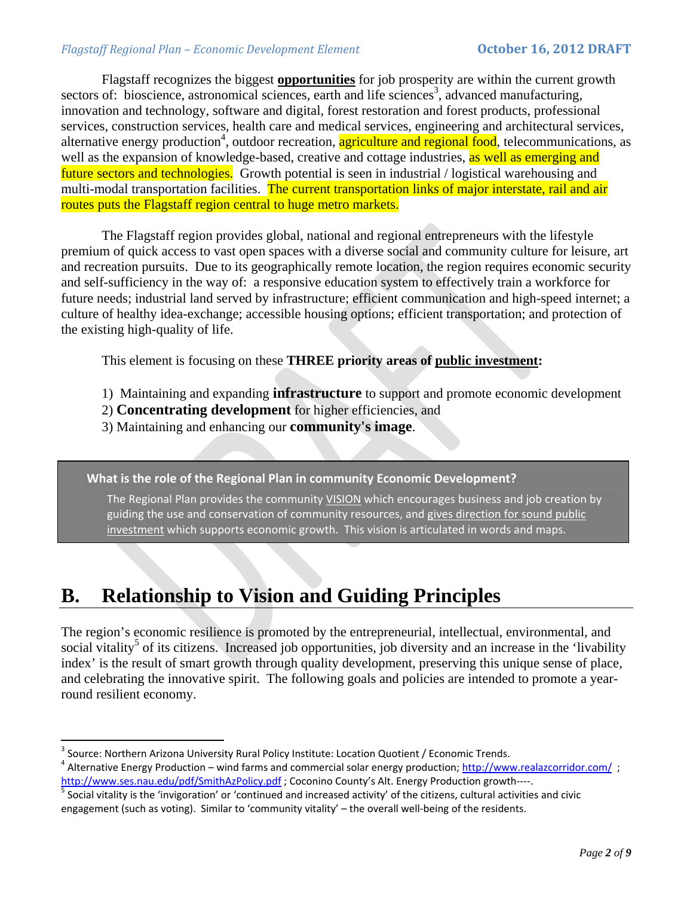Flagstaff recognizes the biggest **opportunities** for job prosperity are within the current growth sectors of: bioscience, astronomical sciences, earth and life sciences[3], advanced manufacturing, innovation and technology, software and digital, forest restoration and forest products, professional services, construction services, health care and medical services, engineering and architectural services, alternative energy production[4], outdoor recreation, agriculture and regional food, telecommunications, as well as the expansion of knowledge-based, creative and cottage industries, as well as emerging and future sectors and technologies. Growth potential is seen in industrial / logistical warehousing and multi-modal transportation facilities. The current transportation links of major interstate, rail and air routes puts the Flagstaff region central to huge metro markets.

The Flagstaff region provides global, national and regional entrepreneurs with the lifestyle premium of quick access to vast open spaces with a diverse social and community culture for leisure, art and recreation pursuits. Due to its geographically remote location, the region requires economic security and self-sufficiency in the way of: a responsive education system to effectively train a workforce for future needs; industrial land served by infrastructure; efficient communication and high-speed internet; a culture of healthy idea-exchange; accessible housing options; efficient transportation; and protection of the existing high-quality of life.

This element is focusing on these **THREE priority areas of public investment:**

1) Maintaining and expanding **infrastructure** to support and promote economic development
2) **Concentrating development** for higher efficiencies, and
3) Maintaining and enhancing our **community's image**.

> **What is the role of the Regional Plan in community Economic Development?**
>
> The Regional Plan provides the community VISION which encourages business and job creation by guiding the use and conservation of community resources, and gives direction for sound public investment which supports economic growth. This vision is articulated in words and maps.

# B. Relationship to Vision and Guiding Principles

The region's economic resilience is promoted by the entrepreneurial, intellectual, environmental, and social vitality[5] of its citizens. Increased job opportunities, job diversity and an increase in the 'livability index' is the result of smart growth through quality development, preserving this unique sense of place, and celebrating the innovative spirit. The following goals and policies are intended to promote a year-round resilient economy.

---

[3] Source: Northern Arizona University Rural Policy Institute: Location Quotient / Economic Trends.

[4] Alternative Energy Production – wind farms and commercial solar energy production; http://www.realazcorridor.com/ ; http://www.ses.nau.edu/pdf/SmithAzPolicy.pdf ; Coconino County's Alt. Energy Production growth----.

[5] Social vitality is the 'invigoration' or 'continued and increased activity' of the citizens, cultural activities and civic engagement (such as voting). Similar to 'community vitality' – the overall well-being of the residents.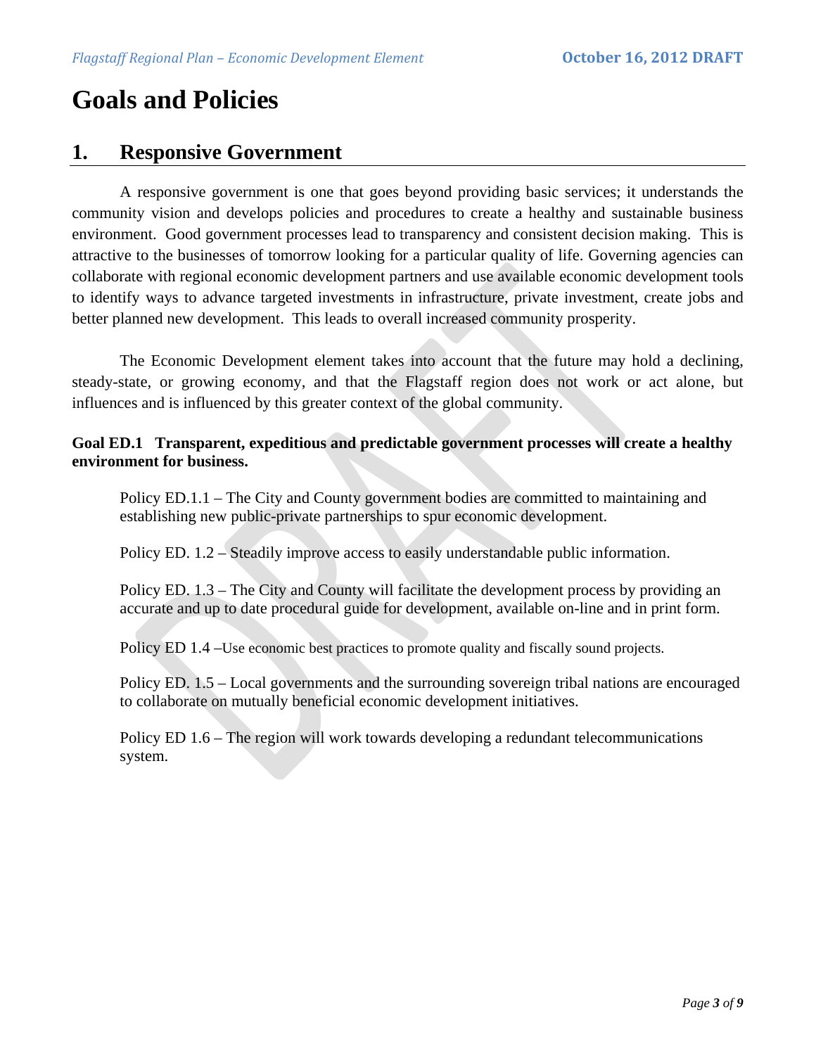# Goals and Policies

## 1. Responsive Government

A responsive government is one that goes beyond providing basic services; it understands the community vision and develops policies and procedures to create a healthy and sustainable business environment. Good government processes lead to transparency and consistent decision making. This is attractive to the businesses of tomorrow looking for a particular quality of life. Governing agencies can collaborate with regional economic development partners and use available economic development tools to identify ways to advance targeted investments in infrastructure, private investment, create jobs and better planned new development. This leads to overall increased community prosperity.

The Economic Development element takes into account that the future may hold a declining, steady-state, or growing economy, and that the Flagstaff region does not work or act alone, but influences and is influenced by this greater context of the global community.

**Goal ED.1 Transparent, expeditious and predictable government processes will create a healthy environment for business.**

Policy ED.1.1 – The City and County government bodies are committed to maintaining and establishing new public-private partnerships to spur economic development.

Policy ED. 1.2 – Steadily improve access to easily understandable public information.

Policy ED. 1.3 – The City and County will facilitate the development process by providing an accurate and up to date procedural guide for development, available on-line and in print form.

Policy ED 1.4 –Use economic best practices to promote quality and fiscally sound projects.

Policy ED. 1.5 – Local governments and the surrounding sovereign tribal nations are encouraged to collaborate on mutually beneficial economic development initiatives.

Policy ED 1.6 – The region will work towards developing a redundant telecommunications system.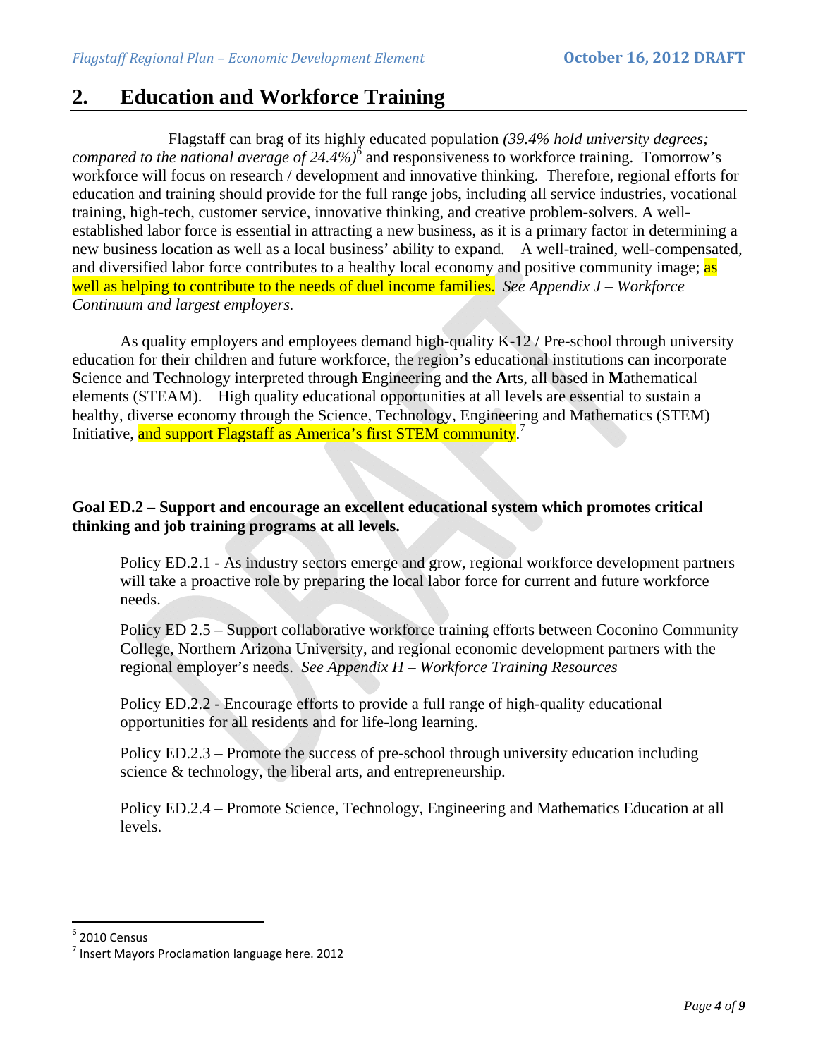## 2. Education and Workforce Training

Flagstaff can brag of its highly educated population *(39.4% hold university degrees; compared to the national average of 24.4%)*[6] and responsiveness to workforce training. Tomorrow's workforce will focus on research / development and innovative thinking. Therefore, regional efforts for education and training should provide for the full range jobs, including all service industries, vocational training, high-tech, customer service, innovative thinking, and creative problem-solvers. A well-established labor force is essential in attracting a new business, as it is a primary factor in determining a new business location as well as a local business' ability to expand. A well-trained, well-compensated, and diversified labor force contributes to a healthy local economy and positive community image; as well as helping to contribute to the needs of duel income families. *See Appendix J – Workforce Continuum and largest employers.*

As quality employers and employees demand high-quality K-12 / Pre-school through university education for their children and future workforce, the region's educational institutions can incorporate **S**cience and **T**echnology interpreted through **E**ngineering and the **A**rts, all based in **M**athematical elements (STEAM). High quality educational opportunities at all levels are essential to sustain a healthy, diverse economy through the Science, Technology, Engineering and Mathematics (STEM) Initiative, and support Flagstaff as America's first STEM community.[7]

**Goal ED.2 – Support and encourage an excellent educational system which promotes critical thinking and job training programs at all levels.**

Policy ED.2.1 - As industry sectors emerge and grow, regional workforce development partners will take a proactive role by preparing the local labor force for current and future workforce needs.

Policy ED 2.5 – Support collaborative workforce training efforts between Coconino Community College, Northern Arizona University, and regional economic development partners with the regional employer's needs. *See Appendix H – Workforce Training Resources*

Policy ED.2.2 - Encourage efforts to provide a full range of high-quality educational opportunities for all residents and for life-long learning.

Policy ED.2.3 – Promote the success of pre-school through university education including science & technology, the liberal arts, and entrepreneurship.

Policy ED.2.4 – Promote Science, Technology, Engineering and Mathematics Education at all levels.

---

[6] 2010 Census

[7] Insert Mayors Proclamation language here. 2012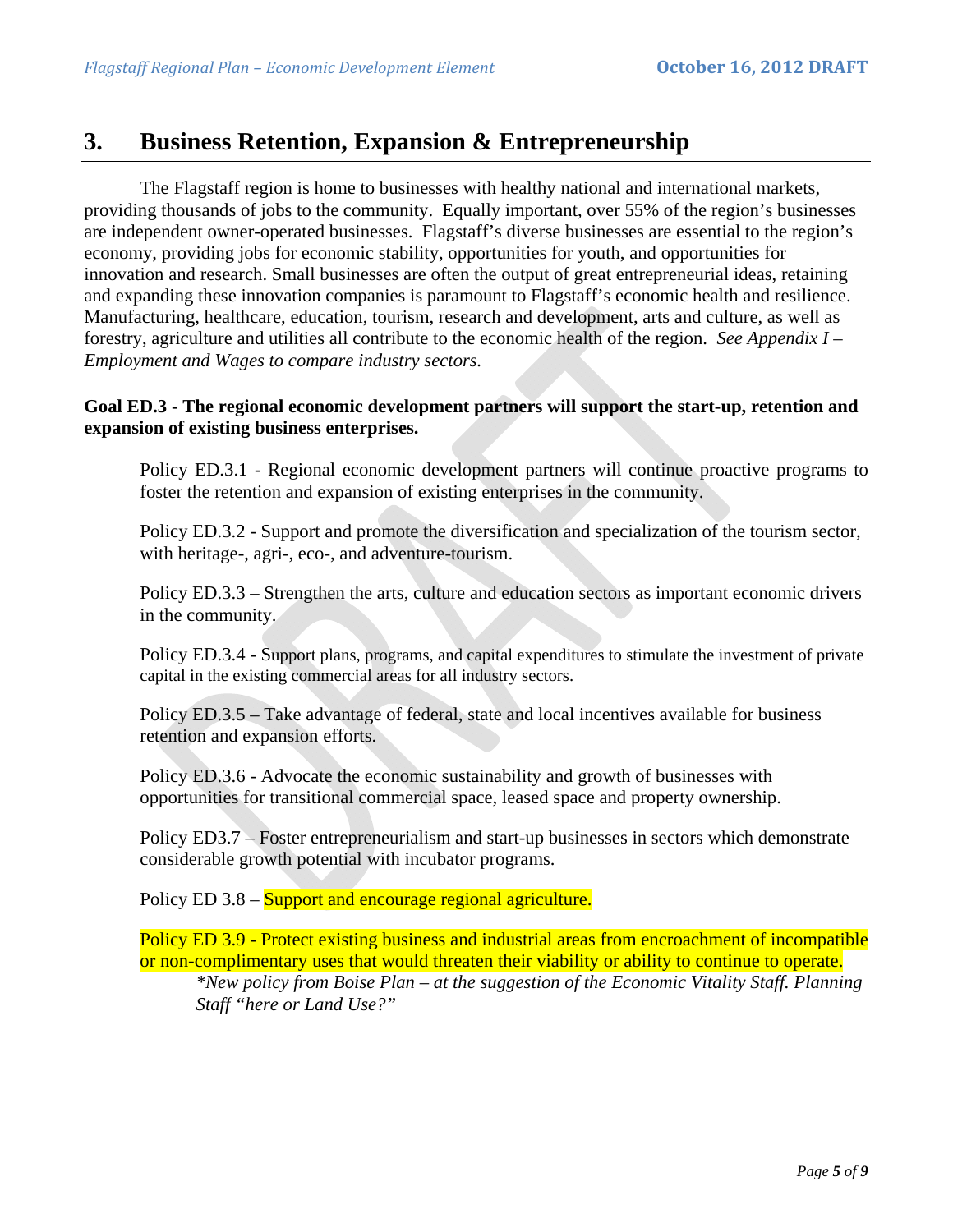## 3. Business Retention, Expansion & Entrepreneurship

The Flagstaff region is home to businesses with healthy national and international markets, providing thousands of jobs to the community. Equally important, over 55% of the region's businesses are independent owner-operated businesses. Flagstaff's diverse businesses are essential to the region's economy, providing jobs for economic stability, opportunities for youth, and opportunities for innovation and research. Small businesses are often the output of great entrepreneurial ideas, retaining and expanding these innovation companies is paramount to Flagstaff's economic health and resilience. Manufacturing, healthcare, education, tourism, research and development, arts and culture, as well as forestry, agriculture and utilities all contribute to the economic health of the region. *See Appendix I – Employment and Wages to compare industry sectors.*

**Goal ED.3 - The regional economic development partners will support the start-up, retention and expansion of existing business enterprises.**

Policy ED.3.1 - Regional economic development partners will continue proactive programs to foster the retention and expansion of existing enterprises in the community.

Policy ED.3.2 - Support and promote the diversification and specialization of the tourism sector, with heritage-, agri-, eco-, and adventure-tourism.

Policy ED.3.3 – Strengthen the arts, culture and education sectors as important economic drivers in the community.

Policy ED.3.4 - Support plans, programs, and capital expenditures to stimulate the investment of private capital in the existing commercial areas for all industry sectors.

Policy ED.3.5 – Take advantage of federal, state and local incentives available for business retention and expansion efforts.

Policy ED.3.6 - Advocate the economic sustainability and growth of businesses with opportunities for transitional commercial space, leased space and property ownership.

Policy ED3.7 – Foster entrepreneurialism and start-up businesses in sectors which demonstrate considerable growth potential with incubator programs.

Policy ED 3.8 – Support and encourage regional agriculture.

Policy ED 3.9 - Protect existing business and industrial areas from encroachment of incompatible or non-complimentary uses that would threaten their viability or ability to continue to operate.

*\*New policy from Boise Plan – at the suggestion of the Economic Vitality Staff. Planning Staff "here or Land Use?"*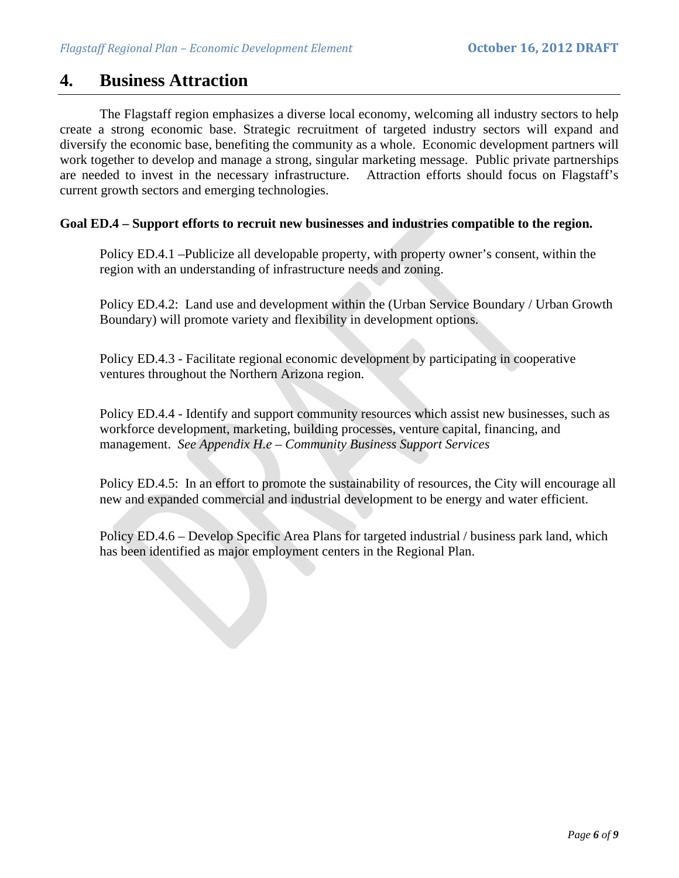# 4. Business Attraction

The Flagstaff region emphasizes a diverse local economy, welcoming all industry sectors to help create a strong economic base. Strategic recruitment of targeted industry sectors will expand and diversify the economic base, benefiting the community as a whole. Economic development partners will work together to develop and manage a strong, singular marketing message. Public private partnerships are needed to invest in the necessary infrastructure. Attraction efforts should focus on Flagstaff's current growth sectors and emerging technologies.

**Goal ED.4 – Support efforts to recruit new businesses and industries compatible to the region.**

Policy ED.4.1 –Publicize all developable property, with property owner's consent, within the region with an understanding of infrastructure needs and zoning.

Policy ED.4.2: Land use and development within the (Urban Service Boundary / Urban Growth Boundary) will promote variety and flexibility in development options.

Policy ED.4.3 - Facilitate regional economic development by participating in cooperative ventures throughout the Northern Arizona region.

Policy ED.4.4 - Identify and support community resources which assist new businesses, such as workforce development, marketing, building processes, venture capital, financing, and management. *See Appendix H.e – Community Business Support Services*

Policy ED.4.5: In an effort to promote the sustainability of resources, the City will encourage all new and expanded commercial and industrial development to be energy and water efficient.

Policy ED.4.6 – Develop Specific Area Plans for targeted industrial / business park land, which has been identified as major employment centers in the Regional Plan.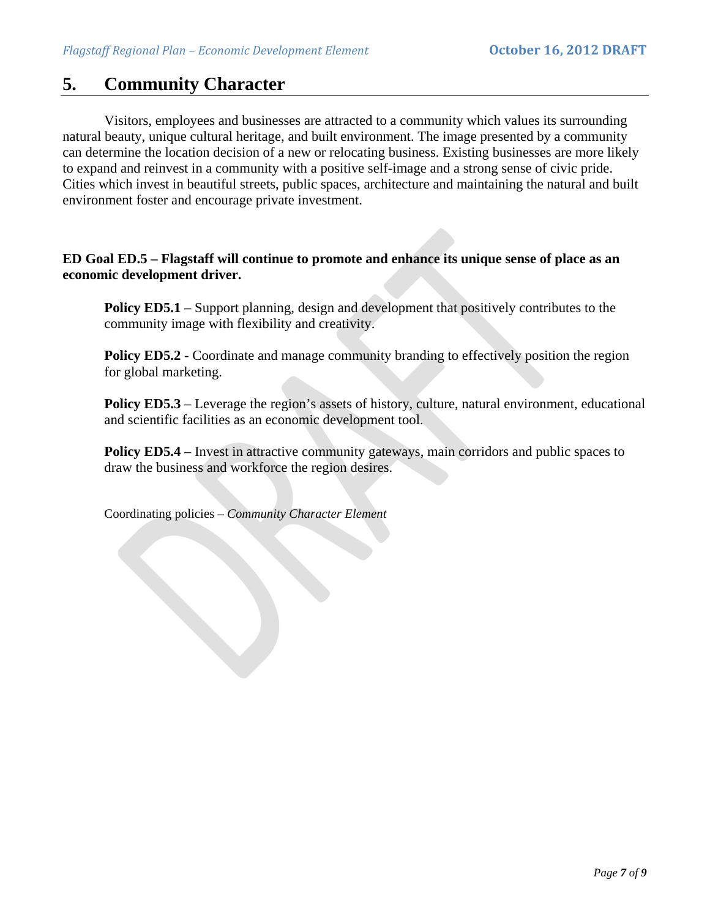## 5. Community Character

Visitors, employees and businesses are attracted to a community which values its surrounding natural beauty, unique cultural heritage, and built environment. The image presented by a community can determine the location decision of a new or relocating business. Existing businesses are more likely to expand and reinvest in a community with a positive self-image and a strong sense of civic pride. Cities which invest in beautiful streets, public spaces, architecture and maintaining the natural and built environment foster and encourage private investment.

**ED Goal ED.5 – Flagstaff will continue to promote and enhance its unique sense of place as an economic development driver.**

**Policy ED5.1** – Support planning, design and development that positively contributes to the community image with flexibility and creativity.

**Policy ED5.2** - Coordinate and manage community branding to effectively position the region for global marketing.

**Policy ED5.3** – Leverage the region's assets of history, culture, natural environment, educational and scientific facilities as an economic development tool.

**Policy ED5.4** – Invest in attractive community gateways, main corridors and public spaces to draw the business and workforce the region desires.

Coordinating policies – *Community Character Element*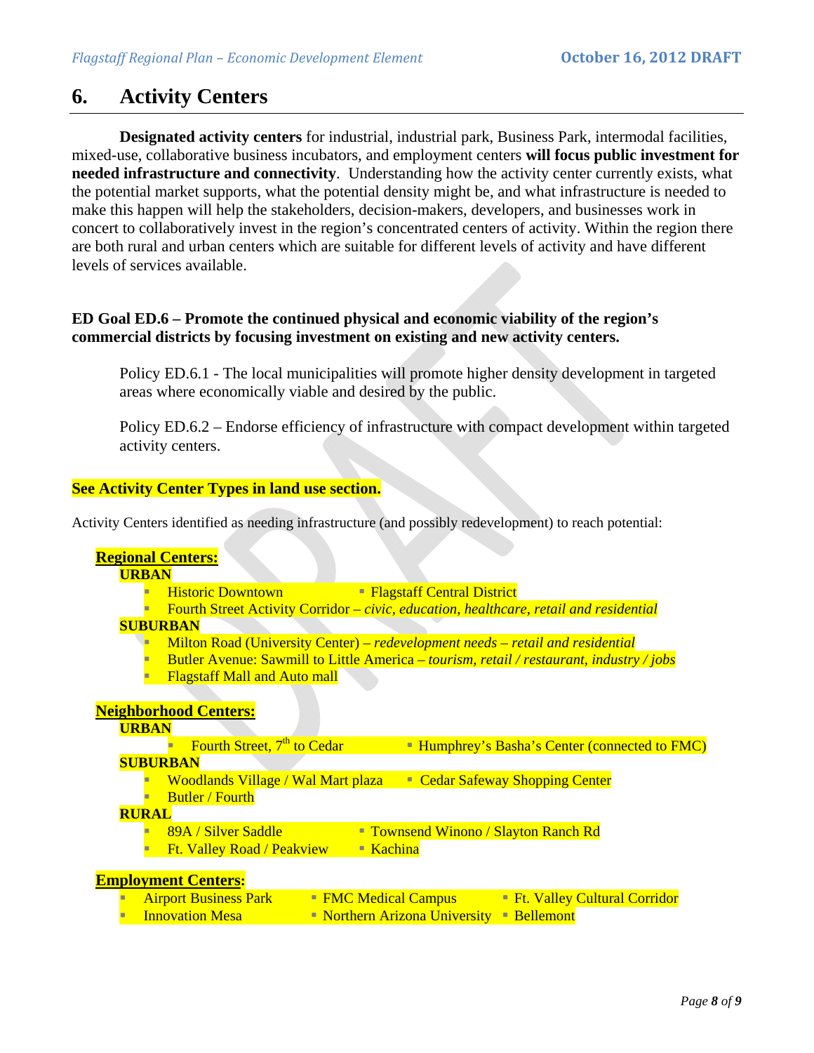## 6. Activity Centers

**Designated activity centers** for industrial, industrial park, Business Park, intermodal facilities, mixed-use, collaborative business incubators, and employment centers **will focus public investment for needed infrastructure and connectivity**. Understanding how the activity center currently exists, what the potential market supports, what the potential density might be, and what infrastructure is needed to make this happen will help the stakeholders, decision-makers, developers, and businesses work in concert to collaboratively invest in the region's concentrated centers of activity. Within the region there are both rural and urban centers which are suitable for different levels of activity and have different levels of services available.

**ED Goal ED.6 – Promote the continued physical and economic viability of the region's commercial districts by focusing investment on existing and new activity centers.**

Policy ED.6.1 - The local municipalities will promote higher density development in targeted areas where economically viable and desired by the public.

Policy ED.6.2 – Endorse efficiency of infrastructure with compact development within targeted activity centers.

**See Activity Center Types in land use section.**

Activity Centers identified as needing infrastructure (and possibly redevelopment) to reach potential:

**Regional Centers:**

**URBAN**

- Historic Downtown
- Flagstaff Central District
- Fourth Street Activity Corridor – *civic, education, healthcare, retail and residential*

**SUBURBAN**

- Milton Road (University Center) – *redevelopment needs – retail and residential*
- Butler Avenue: Sawmill to Little America – *tourism, retail / restaurant, industry / jobs*
- Flagstaff Mall and Auto mall

**Neighborhood Centers:**

**URBAN**

- Fourth Street, 7th to Cedar
- Humphrey's Basha's Center (connected to FMC)

**SUBURBAN**

- Woodlands Village / Wal Mart plaza
- Cedar Safeway Shopping Center
- Butler / Fourth

**RURAL**

- 89A / Silver Saddle
- Townsend Winono / Slayton Ranch Rd
- Ft. Valley Road / Peakview
- Kachina

**Employment Centers:**

- Airport Business Park
- FMC Medical Campus
- Ft. Valley Cultural Corridor
- Innovation Mesa
- Northern Arizona University
- Bellemont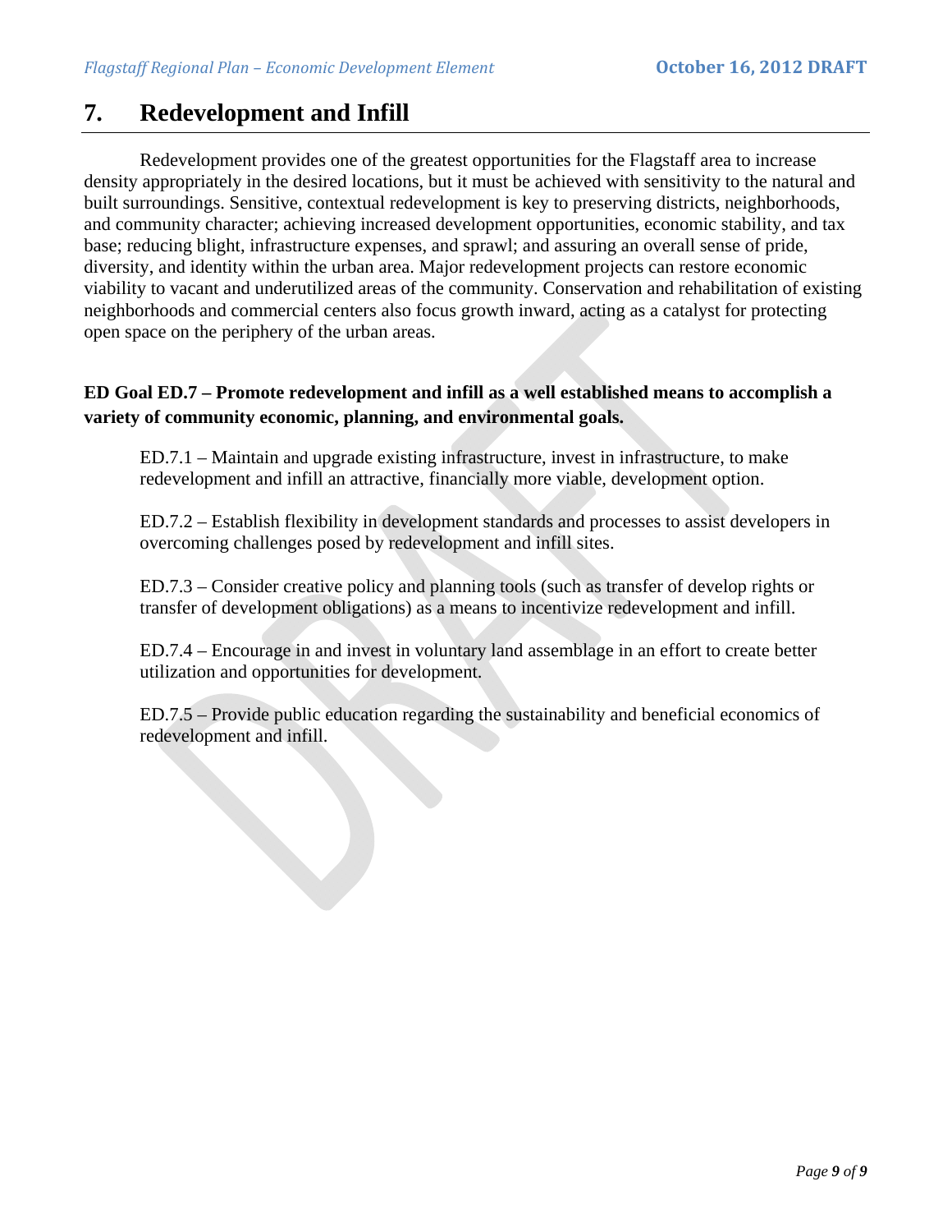# 7. Redevelopment and Infill

Redevelopment provides one of the greatest opportunities for the Flagstaff area to increase density appropriately in the desired locations, but it must be achieved with sensitivity to the natural and built surroundings. Sensitive, contextual redevelopment is key to preserving districts, neighborhoods, and community character; achieving increased development opportunities, economic stability, and tax base; reducing blight, infrastructure expenses, and sprawl; and assuring an overall sense of pride, diversity, and identity within the urban area. Major redevelopment projects can restore economic viability to vacant and underutilized areas of the community. Conservation and rehabilitation of existing neighborhoods and commercial centers also focus growth inward, acting as a catalyst for protecting open space on the periphery of the urban areas.

**ED Goal ED.7 – Promote redevelopment and infill as a well established means to accomplish a variety of community economic, planning, and environmental goals.**

ED.7.1 – Maintain and upgrade existing infrastructure, invest in infrastructure, to make redevelopment and infill an attractive, financially more viable, development option.

ED.7.2 – Establish flexibility in development standards and processes to assist developers in overcoming challenges posed by redevelopment and infill sites.

ED.7.3 – Consider creative policy and planning tools (such as transfer of develop rights or transfer of development obligations) as a means to incentivize redevelopment and infill.

ED.7.4 – Encourage in and invest in voluntary land assemblage in an effort to create better utilization and opportunities for development.

ED.7.5 – Provide public education regarding the sustainability and beneficial economics of redevelopment and infill.